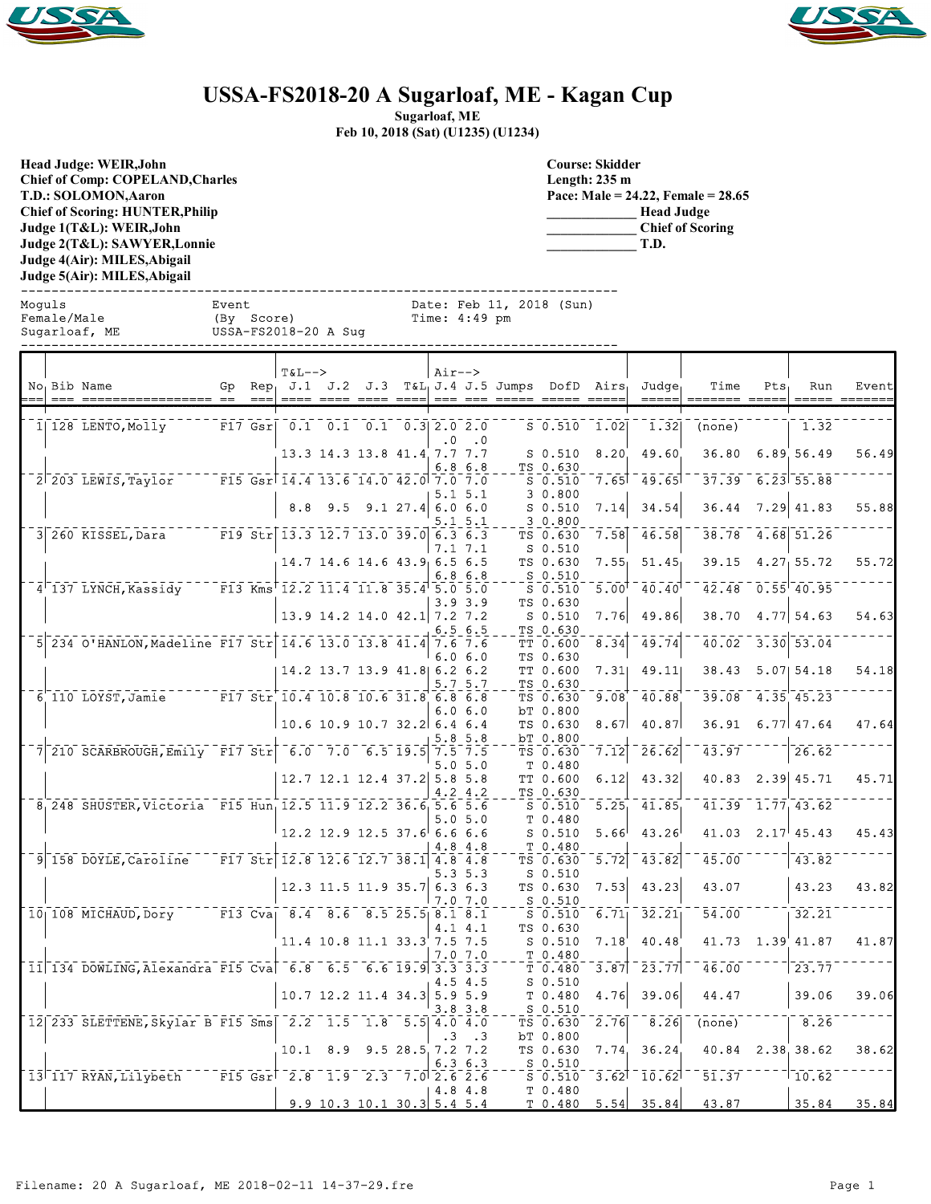# USSA-FS2018-20 A Sugarloaf, ME - Kagan Cup

**Sugarloaf, ME**
**Feb 10, 2018 (Sat) (U1235) (U1234)**

**Head Judge: WEIR,John**
**Chief of Comp: COPELAND,Charles**
**T.D.: SOLOMON,Aaron**
**Chief of Scoring: HUNTER,Philip**
**Judge 1(T&L): WEIR,John**
**Judge 2(T&L): SAWYER,Lonnie**
**Judge 4(Air): MILES,Abigail**
**Judge 5(Air): MILES,Abigail**

**Course: Skidder**
**Length: 235 m**
**Pace: Male = 24.22, Female = 28.65**
_____________ **Head Judge**
_____________ **Chief of Scoring**
_____________ **T.D.**

```
Moguls                   Event                    Date: Feb 11, 2018 (Sun)
Female/Male              (By  Score)              Time: 4:49 pm
Sugarloaf, ME            USSA-FS2018-20 A Sug
```

| No | Bib | Name | Gp | Rep | T&L--> J.1 | J.2 | J.3 | T&L | Air--> J.4 | J.5 | Jumps | DofD | Airs | Judge | Time | Pts | Run | Event |
|---|---|---|---|---|---|---|---|---|---|---|---|---|---|---|---|---|---|---|
| 1 | 128 | LENTO,Molly | F17 | Gsr | 0.1 | 0.1 | 0.1 | 0.3 | 2.0 | 2.0 | S | 0.510 | 1.02 | 1.32 | (none) | | 1.32 | |
| | | | | | | | | | .0 | .0 | | | | | | | | |
| | | | | | 13.3 | 14.3 | 13.8 | 41.4 | 7.7 | 7.7 | S | 0.510 | 8.20 | 49.60 | 36.80 | 6.89 | 56.49 | 56.49 |
| | | | | | | | | | 6.8 | 6.8 | TS | 0.630 | | | | | | |
| 2 | 203 | LEWIS,Taylor | F15 | Gsr | 14.4 | 13.6 | 14.0 | 42.0 | 7.0 | 7.0 | S | 0.510 | 7.65 | 49.65 | 37.39 | 6.23 | 55.88 | |
| | | | | | | | | | 5.1 | 5.1 | 3 | 0.800 | | | | | | |
| | | | | | 8.8 | 9.5 | 9.1 | 27.4 | 6.0 | 6.0 | S | 0.510 | 7.14 | 34.54 | 36.44 | 7.29 | 41.83 | 55.88 |
| | | | | | | | | | 5.1 | 5.1 | 3 | 0.800 | | | | | | |
| 3 | 260 | KISSEL,Dara | F19 | Str | 13.3 | 12.7 | 13.0 | 39.0 | 6.3 | 6.3 | TS | 0.630 | 7.58 | 46.58 | 38.78 | 4.68 | 51.26 | |
| | | | | | | | | | 7.1 | 7.1 | S | 0.510 | | | | | | |
| | | | | | 14.7 | 14.6 | 14.6 | 43.9 | 6.5 | 6.5 | TS | 0.630 | 7.55 | 51.45 | 39.15 | 4.27 | 55.72 | 55.72 |
| | | | | | | | | | 6.8 | 6.8 | S | 0.510 | | | | | | |
| 4 | 137 | LYNCH,Kassidy | F13 | Kms | 12.2 | 11.4 | 11.8 | 35.4 | 5.0 | 5.0 | S | 0.510 | 5.00 | 40.40 | 42.48 | 0.55 | 40.95 | |
| | | | | | | | | | 3.9 | 3.9 | TS | 0.630 | | | | | | |
| | | | | | 13.9 | 14.2 | 14.0 | 42.1 | 7.2 | 7.2 | S | 0.510 | 7.76 | 49.86 | 38.70 | 4.77 | 54.63 | 54.63 |
| | | | | | | | | | 6.5 | 6.5 | TS | 0.630 | | | | | | |
| 5 | 234 | O'HANLON,Madeline | F17 | Str | 14.6 | 13.0 | 13.8 | 41.4 | 7.6 | 7.6 | TT | 0.600 | 8.34 | 49.74 | 40.02 | 3.30 | 53.04 | |
| | | | | | | | | | 6.0 | 6.0 | TS | 0.630 | | | | | | |
| | | | | | 14.2 | 13.7 | 13.9 | 41.8 | 6.2 | 6.2 | TT | 0.600 | 7.31 | 49.11 | 38.43 | 5.07 | 54.18 | 54.18 |
| | | | | | | | | | 5.7 | 5.7 | TS | 0.630 | | | | | | |
| 6 | 110 | LOYST,Jamie | F17 | Str | 10.4 | 10.8 | 10.6 | 31.8 | 6.8 | 6.8 | TS | 0.630 | 9.08 | 40.88 | 39.08 | 4.35 | 45.23 | |
| | | | | | | | | | 6.0 | 6.0 | bT | 0.800 | | | | | | |
| | | | | | 10.6 | 10.9 | 10.7 | 32.2 | 6.4 | 6.4 | TS | 0.630 | 8.67 | 40.87 | 36.91 | 6.77 | 47.64 | 47.64 |
| | | | | | | | | | 5.8 | 5.8 | bT | 0.800 | | | | | | |
| 7 | 210 | SCARBROUGH,Emily | F17 | Str | 6.0 | 7.0 | 6.5 | 19.5 | 7.5 | 7.5 | TS | 0.630 | 7.12 | 26.62 | 43.97 | | 26.62 | |
| | | | | | | | | | 5.0 | 5.0 | T | 0.480 | | | | | | |
| | | | | | 12.7 | 12.1 | 12.4 | 37.2 | 5.8 | 5.8 | TT | 0.600 | 6.12 | 43.32 | 40.83 | 2.39 | 45.71 | 45.71 |
| | | | | | | | | | 4.2 | 4.2 | TS | 0.630 | | | | | | |
| 8 | 248 | SHUSTER,Victoria | F15 | Hun | 12.5 | 11.9 | 12.2 | 36.6 | 5.6 | 5.6 | S | 0.510 | 5.25 | 41.85 | 41.39 | 1.77 | 43.62 | |
| | | | | | | | | | 5.0 | 5.0 | T | 0.480 | | | | | | |
| | | | | | 12.2 | 12.9 | 12.5 | 37.6 | 6.6 | 6.6 | S | 0.510 | 5.66 | 43.26 | 41.03 | 2.17 | 45.43 | 45.43 |
| | | | | | | | | | 4.8 | 4.8 | T | 0.480 | | | | | | |
| 9 | 158 | DOYLE,Caroline | F17 | Str | 12.8 | 12.6 | 12.7 | 38.1 | 4.8 | 4.8 | TS | 0.630 | 5.72 | 43.82 | 45.00 | | 43.82 | |
| | | | | | | | | | 5.3 | 5.3 | S | 0.510 | | | | | | |
| | | | | | 12.3 | 11.5 | 11.9 | 35.7 | 6.3 | 6.3 | TS | 0.630 | 7.53 | 43.23 | 43.07 | | 43.23 | 43.82 |
| | | | | | | | | | 7.0 | 7.0 | S | 0.510 | | | | | | |
| 10 | 108 | MICHAUD,Dory | F13 | Cva | 8.4 | 8.6 | 8.5 | 25.5 | 8.1 | 8.1 | S | 0.510 | 6.71 | 32.21 | 54.00 | | 32.21 | |
| | | | | | | | | | 4.1 | 4.1 | TS | 0.630 | | | | | | |
| | | | | | 11.4 | 10.8 | 11.1 | 33.3 | 7.5 | 7.5 | S | 0.510 | 7.18 | 40.48 | 41.73 | 1.39 | 41.87 | 41.87 |
| | | | | | | | | | 7.0 | 7.0 | T | 0.480 | | | | | | |
| 11 | 134 | DOWLING,Alexandra | F15 | Cva | 6.8 | 6.5 | 6.6 | 19.9 | 3.3 | 3.3 | T | 0.480 | 3.87 | 23.77 | 46.00 | | 23.77 | |
| | | | | | | | | | 4.5 | 4.5 | S | 0.510 | | | | | | |
| | | | | | 10.7 | 12.2 | 11.4 | 34.3 | 5.9 | 5.9 | T | 0.480 | 4.76 | 39.06 | 44.47 | | 39.06 | 39.06 |
| | | | | | | | | | 3.8 | 3.8 | S | 0.510 | | | | | | |
| 12 | 233 | SLETTENE,Skylar B | F15 | Sms | 2.2 | 1.5 | 1.8 | 5.5 | 4.0 | 4.0 | TS | 0.630 | 2.76 | 8.26 | (none) | | 8.26 | |
| | | | | | | | | | .3 | .3 | bT | 0.800 | | | | | | |
| | | | | | 10.1 | 8.9 | 9.5 | 28.5 | 7.2 | 7.2 | TS | 0.630 | 7.74 | 36.24 | 40.84 | 2.38 | 38.62 | 38.62 |
| | | | | | | | | | 6.3 | 6.3 | S | 0.510 | | | | | | |
| 13 | 117 | RYAN,Lilybeth | F15 | Gsr | 2.8 | 1.9 | 2.3 | 7.0 | 2.6 | 2.6 | S | 0.510 | 3.62 | 10.62 | 51.37 | | 10.62 | |
| | | | | | | | | | 4.8 | 4.8 | T | 0.480 | | | | | | |
| | | | | | 9.9 | 10.3 | 10.1 | 30.3 | 5.4 | 5.4 | T | 0.480 | 5.54 | 35.84 | 43.87 | | 35.84 | 35.84 |

Filename: 20 A Sugarloaf, ME 2018-02-11 14-37-29.fre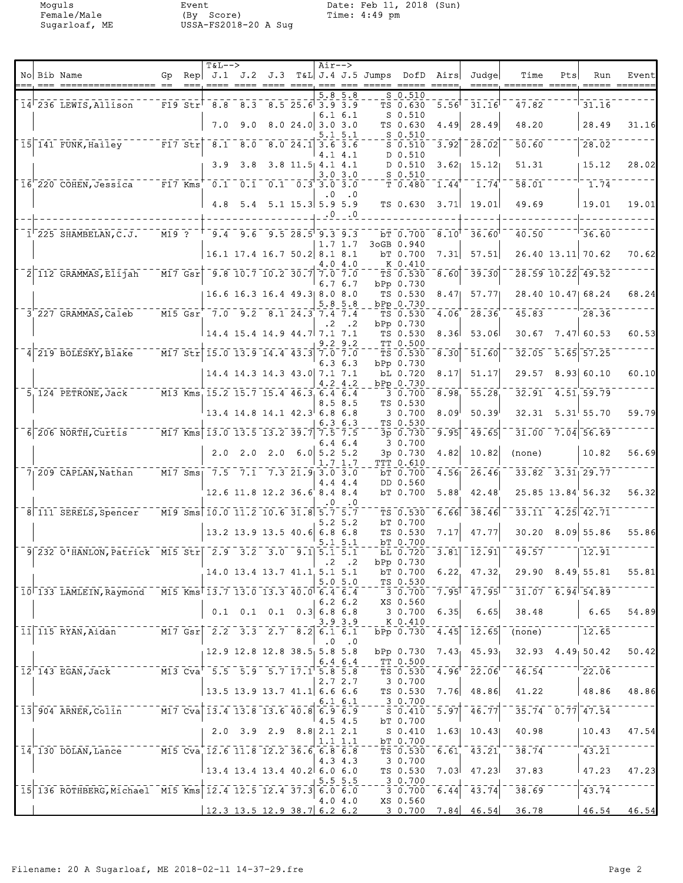Moguls
Female/Male
Sugarloaf, ME

Event
(By Score)
USSA-FS2018-20 A Sug

Date: Feb 11, 2018 (Sun)
Time: 4:49 pm

| No | Bib | Name | Gp | Rep | J.1 | J.2 | J.3 | T&L | J.4 | J.5 | Jumps | DofD | Airs | Judge | Time | Pts | Run | Event |
|---|---|---|---|---|---|---|---|---|---|---|---|---|---|---|---|---|---|---|
| | | | | | | | | | 5.8 | 5.8 | S | 0.510 | | | | | | |
| 14 | 236 | LEWIS,Allison | F19 | Str | 8.8 | 8.3 | 8.5 | 25.6 | 3.9 | 3.9 | TS | 0.630 | 5.56 | 31.16 | 47.82 | | 31.16 | |
| | | | | | | | | | 6.1 | 6.1 | S | 0.510 | | | | | | |
| | | | | | 7.0 | 9.0 | 8.0 | 24.0 | 3.0 | 3.0 | TS | 0.630 | 4.49 | 28.49 | 48.20 | | 28.49 | 31.16 |
| | | | | | | | | | 5.1 | 5.1 | S | 0.510 | | | | | | |
| 15 | 141 | FUNK,Hailey | F17 | Str | 8.1 | 8.0 | 8.0 | 24.1 | 3.6 | 3.6 | S | 0.510 | 3.92 | 28.02 | 50.60 | | 28.02 | |
| | | | | | | | | | 4.1 | 4.1 | D | 0.510 | | | | | | |
| | | | | | 3.9 | 3.8 | 3.8 | 11.5 | 4.1 | 4.1 | D | 0.510 | 3.62 | 15.12 | 51.31 | | 15.12 | 28.02 |
| | | | | | | | | | 3.0 | 3.0 | S | 0.510 | | | | | | |
| 16 | 220 | COHEN,Jessica | F17 | Kms | 0.1 | 0.1 | 0.1 | 0.3 | 3.0 | 3.0 | T | 0.480 | 1.44 | 1.74 | 58.01 | | 1.74 | |
| | | | | | | | | | .0 | .0 | | | | | | | | |
| | | | | | 4.8 | 5.4 | 5.1 | 15.3 | 5.9 | 5.9 | TS | 0.630 | 3.71 | 19.01 | 49.69 | | 19.01 | 19.01 |
| | | | | | | | | | .0 | .0 | | | | | | | | |
| 1 | 225 | SHAMBELAN,C.J. | M19 | ? | 9.4 | 9.6 | 9.5 | 28.5 | 9.3 | 9.3 | bT | 0.700 | 8.10 | 36.60 | 40.50 | | 36.60 | |
| | | | | | | | | | 1.7 | 1.7 | 3oGB | 0.940 | | | | | | |
| | | | | | 16.1 | 17.4 | 16.7 | 50.2 | 8.1 | 8.1 | bT | 0.700 | 7.31 | 57.51 | 26.40 | 13.11 | 70.62 | 70.62 |
| | | | | | | | | | 4.0 | 4.0 | K | 0.410 | | | | | | |
| 2 | 112 | GRAMMAS,Elijah | M17 | Gsr | 9.8 | 10.7 | 10.2 | 30.7 | 7.0 | 7.0 | TS | 0.530 | 8.60 | 39.30 | 28.59 | 10.22 | 49.52 | |
| | | | | | | | | | 6.7 | 6.7 | bPp | 0.730 | | | | | | |
| | | | | | 16.6 | 16.3 | 16.4 | 49.3 | 8.0 | 8.0 | TS | 0.530 | 8.47 | 57.77 | 28.40 | 10.47 | 68.24 | 68.24 |
| | | | | | | | | | 5.8 | 5.8 | bPp | 0.730 | | | | | | |
| 3 | 227 | GRAMMAS,Caleb | M15 | Gsr | 7.0 | 9.2 | 8.1 | 24.3 | 7.4 | 7.4 | TS | 0.530 | 4.06 | 28.36 | 45.83 | | 28.36 | |
| | | | | | | | | | .2 | .2 | bPp | 0.730 | | | | | | |
| | | | | | 14.4 | 15.4 | 14.9 | 44.7 | 7.1 | 7.1 | TS | 0.530 | 8.36 | 53.06 | 30.67 | 7.47 | 60.53 | 60.53 |
| | | | | | | | | | 9.2 | 9.2 | TT | 0.500 | | | | | | |
| 4 | 219 | BOLESKY,Blake | M17 | Str | 15.0 | 13.9 | 14.4 | 43.3 | 7.0 | 7.0 | TS | 0.530 | 8.30 | 51.60 | 32.05 | 5.65 | 57.25 | |
| | | | | | | | | | 6.3 | 6.3 | bPp | 0.730 | | | | | | |
| | | | | | 14.4 | 14.3 | 14.3 | 43.0 | 7.1 | 7.1 | bL | 0.720 | 8.17 | 51.17 | 29.57 | 8.93 | 60.10 | 60.10 |
| | | | | | | | | | 4.2 | 4.2 | bPp | 0.730 | | | | | | |
| 5 | 124 | PETRONE,Jack | M13 | Kms | 15.2 | 15.7 | 15.4 | 46.3 | 6.4 | 6.4 | 3 | 0.700 | 8.98 | 55.28 | 32.91 | 4.51 | 59.79 | |
| | | | | | | | | | 8.5 | 8.5 | TS | 0.530 | | | | | | |
| | | | | | 13.4 | 14.8 | 14.1 | 42.3 | 6.8 | 6.8 | 3 | 0.700 | 8.09 | 50.39 | 32.31 | 5.31 | 55.70 | 59.79 |
| | | | | | | | | | 6.3 | 6.3 | TS | 0.530 | | | | | | |
| 6 | 206 | NORTH,Curtis | M17 | Kms | 13.0 | 13.5 | 13.2 | 39.7 | 7.5 | 7.5 | 3p | 0.730 | 9.95 | 49.65 | 31.00 | 7.04 | 56.69 | |
| | | | | | | | | | 6.4 | 6.4 | 3 | 0.700 | | | | | | |
| | | | | | 2.0 | 2.0 | 2.0 | 6.0 | 5.2 | 5.2 | 3p | 0.730 | 4.82 | 10.82 | (none) | | 10.82 | 56.69 |
| | | | | | | | | | 1.7 | 1.7 | TTT | 0.610 | | | | | | |
| 7 | 209 | CAPLAN,Nathan | M17 | Sms | 7.5 | 7.1 | 7.3 | 21.9 | 3.0 | 3.0 | bT | 0.700 | 4.56 | 26.46 | 33.82 | 3.31 | 29.77 | |
| | | | | | | | | | 4.4 | 4.4 | DD | 0.560 | | | | | | |
| | | | | | 12.6 | 11.8 | 12.2 | 36.6 | 8.4 | 8.4 | bT | 0.700 | 5.88 | 42.48 | 25.85 | 13.84 | 56.32 | 56.32 |
| | | | | | | | | | .0 | .0 | | | | | | | | |
| 8 | 111 | SERELS,Spencer | M19 | Sms | 10.0 | 11.2 | 10.6 | 31.8 | 5.7 | 5.7 | TS | 0.530 | 6.66 | 38.46 | 33.11 | 4.25 | 42.71 | |
| | | | | | | | | | 5.2 | 5.2 | bT | 0.700 | | | | | | |
| | | | | | 13.2 | 13.9 | 13.5 | 40.6 | 6.8 | 6.8 | TS | 0.530 | 7.17 | 47.77 | 30.20 | 8.09 | 55.86 | 55.86 |
| | | | | | | | | | 5.1 | 5.1 | bT | 0.700 | | | | | | |
| 9 | 232 | O'HANLON,Patrick | M15 | Str | 2.9 | 3.2 | 3.0 | 9.1 | 5.1 | 5.1 | bL | 0.720 | 3.81 | 12.91 | 49.57 | | 12.91 | |
| | | | | | | | | | .2 | .2 | bPp | 0.730 | | | | | | |
| | | | | | 14.0 | 13.4 | 13.7 | 41.1 | 5.1 | 5.1 | bT | 0.700 | 6.22 | 47.32 | 29.90 | 8.49 | 55.81 | 55.81 |
| | | | | | | | | | 5.0 | 5.0 | TS | 0.530 | | | | | | |
| 10 | 133 | LAMLEIN,Raymond | M15 | Kms | 13.7 | 13.0 | 13.3 | 40.0 | 6.4 | 6.4 | 3 | 0.700 | 7.95 | 47.95 | 31.07 | 6.94 | 54.89 | |
| | | | | | | | | | 6.2 | 6.2 | XS | 0.560 | | | | | | |
| | | | | | 0.1 | 0.1 | 0.1 | 0.3 | 6.8 | 6.8 | 3 | 0.700 | 6.35 | 6.65 | 38.48 | | 6.65 | 54.89 |
| | | | | | | | | | 3.9 | 3.9 | K | 0.410 | | | | | | |
| 11 | 115 | RYAN,Aidan | M17 | Gsr | 2.2 | 3.3 | 2.7 | 8.2 | 6.1 | 6.1 | bPp | 0.730 | 4.45 | 12.65 | (none) | | 12.65 | |
| | | | | | | | | | .0 | .0 | | | | | | | | |
| | | | | | 12.9 | 12.8 | 12.8 | 38.5 | 5.8 | 5.8 | bPp | 0.730 | 7.43 | 45.93 | 32.93 | 4.49 | 50.42 | 50.42 |
| | | | | | | | | | 6.4 | 6.4 | TT | 0.500 | | | | | | |
| 12 | 143 | EGAN,Jack | M13 | Cva | 5.5 | 5.9 | 5.7 | 17.1 | 5.8 | 5.8 | TS | 0.530 | 4.96 | 22.06 | 46.54 | | 22.06 | |
| | | | | | | | | | 2.7 | 2.7 | 3 | 0.700 | | | | | | |
| | | | | | 13.5 | 13.9 | 13.7 | 41.1 | 6.6 | 6.6 | TS | 0.530 | 7.76 | 48.86 | 41.22 | | 48.86 | 48.86 |
| | | | | | | | | | 6.1 | 6.1 | 3 | 0.700 | | | | | | |
| 13 | 904 | ARNER,Colin | M17 | Cva | 13.4 | 13.8 | 13.6 | 40.8 | 6.9 | 6.9 | S | 0.410 | 5.97 | 46.77 | 35.74 | 0.77 | 47.54 | |
| | | | | | | | | | 4.5 | 4.5 | bT | 0.700 | | | | | | |
| | | | | | 2.0 | 3.9 | 2.9 | 8.8 | 2.1 | 2.1 | S | 0.410 | 1.63 | 10.43 | 40.98 | | 10.43 | 47.54 |
| | | | | | | | | | 1.1 | 1.1 | bT | 0.700 | | | | | | |
| 14 | 130 | DOLAN,Lance | M15 | Cva | 12.6 | 11.8 | 12.2 | 36.6 | 6.8 | 6.8 | TS | 0.530 | 6.61 | 43.21 | 38.74 | | 43.21 | |
| | | | | | | | | | 4.3 | 4.3 | 3 | 0.700 | | | | | | |
| | | | | | 13.4 | 13.4 | 13.4 | 40.2 | 6.0 | 6.0 | TS | 0.530 | 7.03 | 47.23 | 37.83 | | 47.23 | 47.23 |
| | | | | | | | | | 5.5 | 5.5 | 3 | 0.700 | | | | | | |
| 15 | 136 | ROTHBERG,Michael | M15 | Kms | 12.4 | 12.5 | 12.4 | 37.3 | 6.0 | 6.0 | 3 | 0.700 | 6.44 | 43.74 | 38.69 | | 43.74 | |
| | | | | | | | | | 4.0 | 4.0 | XS | 0.560 | | | | | | |
| | | | | | 12.3 | 13.5 | 12.9 | 38.7 | 6.2 | 6.2 | 3 | 0.700 | 7.84 | 46.54 | 36.78 | | 46.54 | 46.54 |

Filename: 20 A Sugarloaf, ME 2018-02-11 14-37-29.fre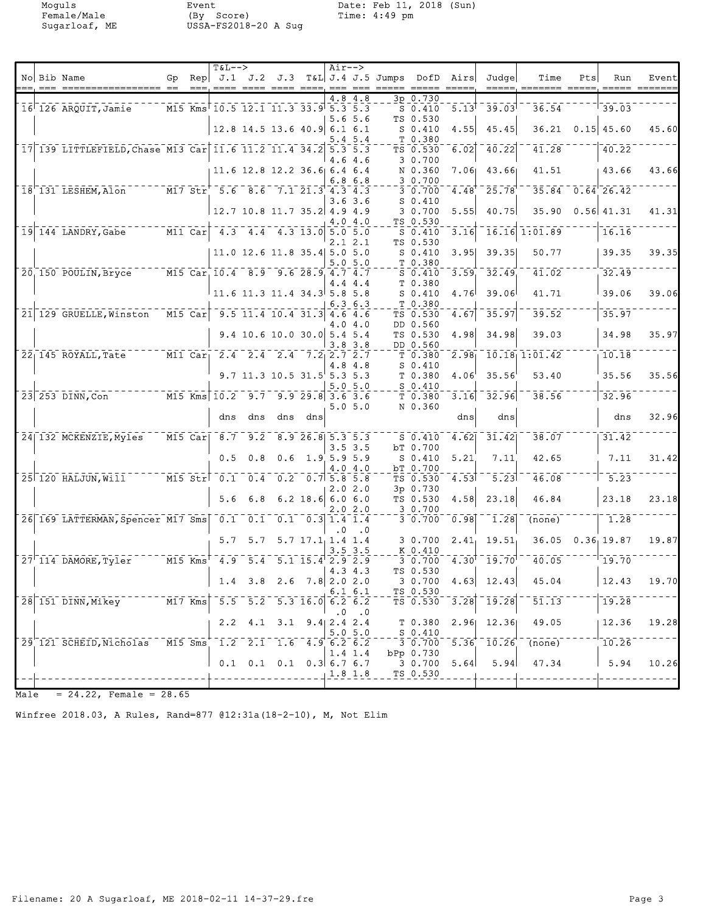Moguls
Female/Male
Sugarloaf, ME

Event
(By Score)
USSA-FS2018-20 A Sug

Date: Feb 11, 2018 (Sun)
Time: 4:49 pm

| No | Bib | Name | Gp | Rep | J.1 | J.2 | J.3 | T&L | J.4 | J.5 | Jumps | DofD | Airs | Judge | Time | Pts | Run | Event |
|---|---|---|---|---|---|---|---|---|---|---|---|---|---|---|---|---|---|---|
| | | | | | | | | | 4.8 | 4.8 | 3p | 0.730 | | | | | | |
| 16 | 126 | ARQUIT,Jamie | M15 | Kms | 10.5 | 12.1 | 11.3 | 33.9 | 5.3 | 5.3 | S | 0.410 | 5.13 | 39.03 | 36.54 | | 39.03 | |
| | | | | | | | | | 5.6 | 5.6 | TS | 0.530 | | | | | | |
| | | | | | 12.8 | 14.5 | 13.6 | 40.9 | 6.1 | 6.1 | S | 0.410 | 4.55 | 45.45 | 36.21 | 0.15 | 45.60 | 45.60 |
| | | | | | | | | | 5.4 | 5.4 | T | 0.380 | | | | | | |
| 17 | 139 | LITTLEFIELD,Chase | M13 | Car | 11.6 | 11.2 | 11.4 | 34.2 | 5.3 | 5.3 | TS | 0.530 | 6.02 | 40.22 | 41.28 | | 40.22 | |
| | | | | | | | | | 4.6 | 4.6 | 3 | 0.700 | | | | | | |
| | | | | | 11.6 | 12.8 | 12.2 | 36.6 | 6.4 | 6.4 | N | 0.360 | 7.06 | 43.66 | 41.51 | | 43.66 | 43.66 |
| | | | | | | | | | 6.8 | 6.8 | 3 | 0.700 | | | | | | |
| 18 | 131 | LESHEM,Alon | M17 | Str | 5.6 | 8.6 | 7.1 | 21.3 | 4.3 | 4.3 | 3 | 0.700 | 4.48 | 25.78 | 35.84 | 0.64 | 26.42 | |
| | | | | | | | | | 3.6 | 3.6 | S | 0.410 | | | | | | |
| | | | | | 12.7 | 10.8 | 11.7 | 35.2 | 4.9 | 4.9 | 3 | 0.700 | 5.55 | 40.75 | 35.90 | 0.56 | 41.31 | 41.31 |
| | | | | | | | | | 4.0 | 4.0 | TS | 0.530 | | | | | | |
| 19 | 144 | LANDRY,Gabe | M11 | Car | 4.3 | 4.4 | 4.3 | 13.0 | 5.0 | 5.0 | S | 0.410 | 3.16 | 16.16 | 1:01.89 | | 16.16 | |
| | | | | | | | | | 2.1 | 2.1 | TS | 0.530 | | | | | | |
| | | | | | 11.0 | 12.6 | 11.8 | 35.4 | 5.0 | 5.0 | S | 0.410 | 3.95 | 39.35 | 50.77 | | 39.35 | 39.35 |
| | | | | | | | | | 5.0 | 5.0 | T | 0.380 | | | | | | |
| 20 | 150 | POULIN,Bryce | M15 | Car | 10.4 | 8.9 | 9.6 | 28.9 | 4.7 | 4.7 | S | 0.410 | 3.59 | 32.49 | 41.02 | | 32.49 | |
| | | | | | | | | | 4.4 | 4.4 | T | 0.380 | | | | | | |
| | | | | | 11.6 | 11.3 | 11.4 | 34.3 | 5.8 | 5.8 | S | 0.410 | 4.76 | 39.06 | 41.71 | | 39.06 | 39.06 |
| | | | | | | | | | 6.3 | 6.3 | T | 0.380 | | | | | | |
| 21 | 129 | GRUELLE,Winston | M15 | Car | 9.5 | 11.4 | 10.4 | 31.3 | 4.6 | 4.6 | TS | 0.530 | 4.67 | 35.97 | 39.52 | | 35.97 | |
| | | | | | | | | | 4.0 | 4.0 | DD | 0.560 | | | | | | |
| | | | | | 9.4 | 10.6 | 10.0 | 30.0 | 5.4 | 5.4 | TS | 0.530 | 4.98 | 34.98 | 39.03 | | 34.98 | 35.97 |
| | | | | | | | | | 3.8 | 3.8 | DD | 0.560 | | | | | | |
| 22 | 145 | ROYALL,Tate | M11 | Car | 2.4 | 2.4 | 2.4 | 7.2 | 2.7 | 2.7 | T | 0.380 | 2.98 | 10.18 | 1:01.42 | | 10.18 | |
| | | | | | | | | | 4.8 | 4.8 | S | 0.410 | | | | | | |
| | | | | | 9.7 | 11.3 | 10.5 | 31.5 | 5.3 | 5.3 | T | 0.380 | 4.06 | 35.56 | 53.40 | | 35.56 | 35.56 |
| | | | | | | | | | 5.0 | 5.0 | S | 0.410 | | | | | | |
| 23 | 253 | DINN,Con | M15 | Kms | 10.2 | 9.7 | 9.9 | 29.8 | 3.6 | 3.6 | T | 0.380 | 3.16 | 32.96 | 38.56 | | 32.96 | |
| | | | | | | | | | 5.0 | 5.0 | N | 0.360 | | | | | | |
| | | | | | dns | dns | dns | dns | | | | | dns | dns | | | dns | 32.96 |
| 24 | 132 | MCKENZIE,Myles | M15 | Car | 8.7 | 9.2 | 8.9 | 26.8 | 5.3 | 5.3 | S | 0.410 | 4.62 | 31.42 | 38.07 | | 31.42 | |
| | | | | | | | | | 3.5 | 3.5 | bT | 0.700 | | | | | | |
| | | | | | 0.5 | 0.8 | 0.6 | 1.9 | 5.9 | 5.9 | S | 0.410 | 5.21 | 7.11 | 42.65 | | 7.11 | 31.42 |
| | | | | | | | | | 4.0 | 4.0 | bT | 0.700 | | | | | | |
| 25 | 120 | HALJUN,Will | M15 | Str | 0.1 | 0.4 | 0.2 | 0.7 | 5.8 | 5.8 | TS | 0.530 | 4.53 | 5.23 | 46.08 | | 5.23 | |
| | | | | | | | | | 2.0 | 2.0 | 3p | 0.730 | | | | | | |
| | | | | | 5.6 | 6.8 | 6.2 | 18.6 | 6.0 | 6.0 | TS | 0.530 | 4.58 | 23.18 | 46.84 | | 23.18 | 23.18 |
| | | | | | | | | | 2.0 | 2.0 | 3 | 0.700 | | | | | | |
| 26 | 169 | LATTERMAN,Spencer | M17 | Sms | 0.1 | 0.1 | 0.1 | 0.3 | 1.4 | 1.4 | 3 | 0.700 | 0.98 | 1.28 | (none) | | 1.28 | |
| | | | | | | | | | .0 | .0 | | | | | | | | |
| | | | | | 5.7 | 5.7 | 5.7 | 17.1 | 1.4 | 1.4 | 3 | 0.700 | 2.41 | 19.51 | 36.05 | 0.36 | 19.87 | 19.87 |
| | | | | | | | | | 3.5 | 3.5 | K | 0.410 | | | | | | |
| 27 | 114 | DAMORE,Tyler | M15 | Kms | 4.9 | 5.4 | 5.1 | 15.4 | 2.9 | 2.9 | 3 | 0.700 | 4.30 | 19.70 | 40.05 | | 19.70 | |
| | | | | | | | | | 4.3 | 4.3 | TS | 0.530 | | | | | | |
| | | | | | 1.4 | 3.8 | 2.6 | 7.8 | 2.0 | 2.0 | 3 | 0.700 | 4.63 | 12.43 | 45.04 | | 12.43 | 19.70 |
| | | | | | | | | | 6.1 | 6.1 | TS | 0.530 | | | | | | |
| 28 | 151 | DINN,Mikey | M17 | Kms | 5.5 | 5.2 | 5.3 | 16.0 | 6.2 | 6.2 | TS | 0.530 | 3.28 | 19.28 | 51.13 | | 19.28 | |
| | | | | | | | | | .0 | .0 | | | | | | | | |
| | | | | | 2.2 | 4.1 | 3.1 | 9.4 | 2.4 | 2.4 | T | 0.380 | 2.96 | 12.36 | 49.05 | | 12.36 | 19.28 |
| | | | | | | | | | 5.0 | 5.0 | S | 0.410 | | | | | | |
| 29 | 121 | SCHEID,Nicholas | M15 | Sms | 1.2 | 2.1 | 1.6 | 4.9 | 6.2 | 6.2 | 3 | 0.700 | 5.36 | 10.26 | (none) | | 10.26 | |
| | | | | | | | | | 1.4 | 1.4 | bPp | 0.730 | | | | | | |
| | | | | | 0.1 | 0.1 | 0.1 | 0.3 | 6.7 | 6.7 | 3 | 0.700 | 5.64 | 5.94 | 47.34 | | 5.94 | 10.26 |
| | | | | | | | | | 1.8 | 1.8 | TS | 0.530 | | | | | | |

Male = 24.22, Female = 28.65

Winfree 2018.03, A Rules, Rand=877 @12:31a(18-2-10), M, Not Elim